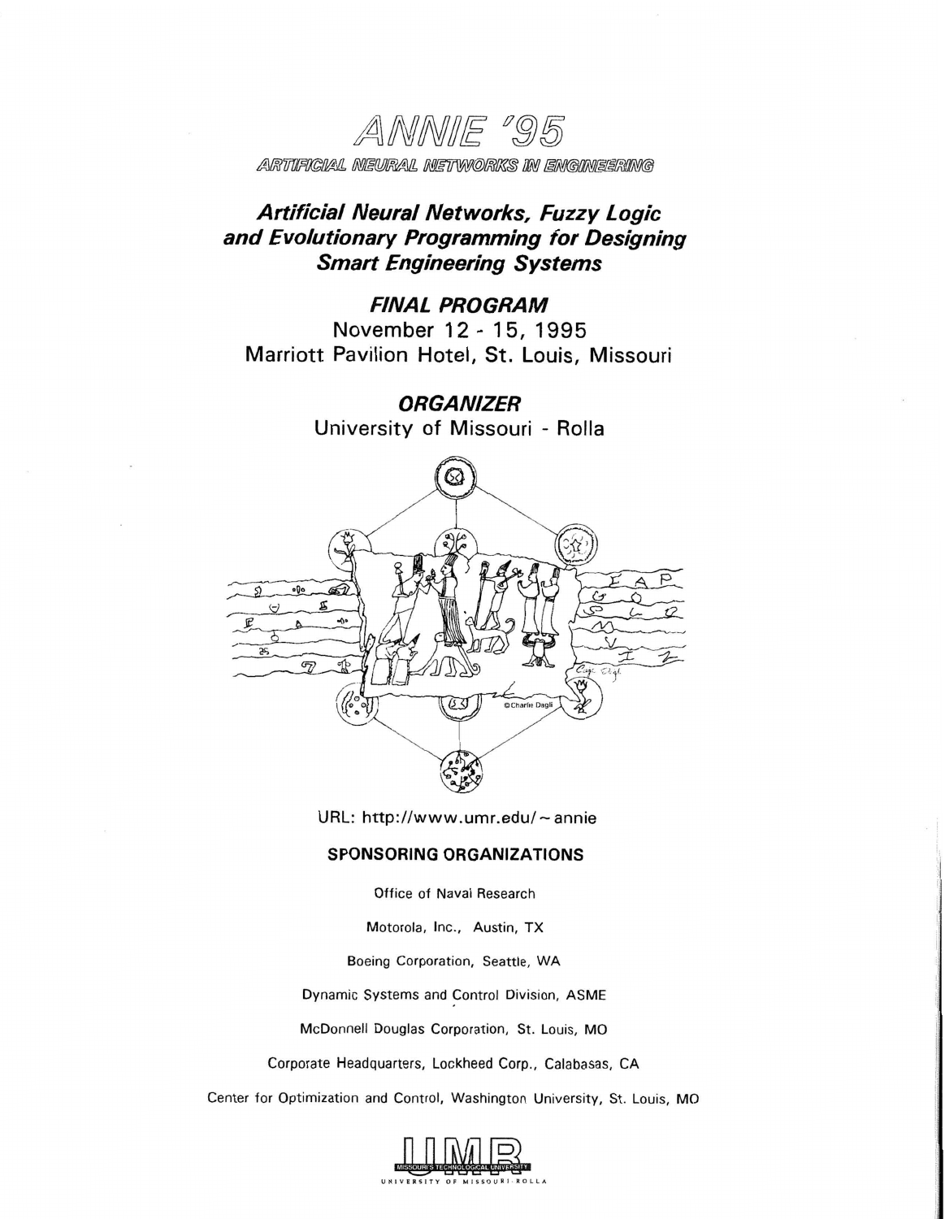# ANNIE '95

ARTIFICIAL NEURAL NETWORKS IN ENGINEERING

## *Artificial Neural Networks, Fuzzy Logic and Evolutionary Programming for Designing Smart Engineering Systems*

### *FINAL PROGRAM*

November 12 - 15, 1995

Marriott Pavilion Hotel, St. Louis, Missouri

### *ORGANIZER*

University of Missouri - Rolla

URL: http://www.umr.edu/~annie

**SPONSORING ORGANIZATIONS**

Office of Naval Research

Motorola, Inc., Austin, TX

Boeing Corporation, Seattle, WA

Dynamic Systems and Control Division, ASME

McDonnell Douglas Corporation, St. Louis, MO

Corporate Headquarters, Lockheed Corp., Calabasas, CA

Center for Optimization and Control, Washington University, St. Louis, MO

UMR

MISSOURI'S TECHNOLOGICAL UNIVERSITY

UNIVERSITY OF MISSOURI-ROLLA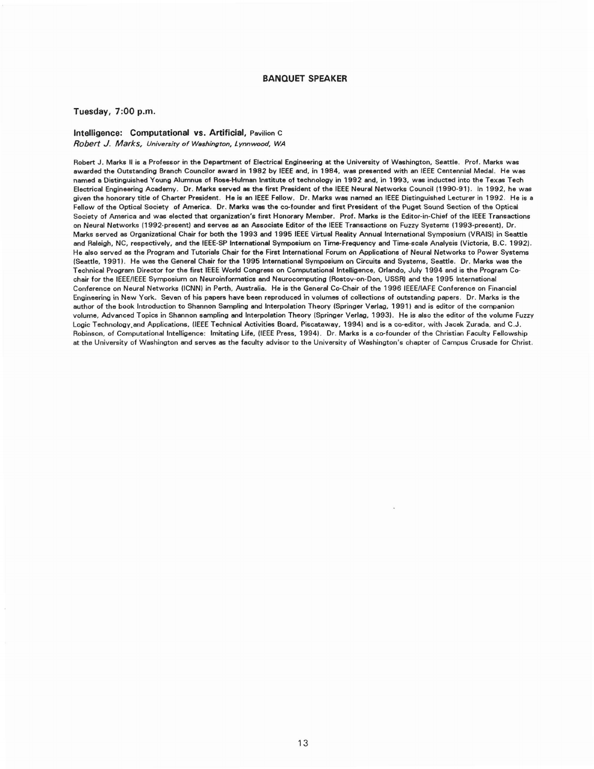## BANQUET SPEAKER

**Tuesday, 7:00 p.m.**

**Intelligence: Computational vs. Artificial,** Pavilion C
*Robert J. Marks, University of Washington, Lynnwood, WA*

Robert J. Marks II is a Professor in the Department of Electrical Engineering at the University of Washington, Seattle. Prof. Marks was awarded the Outstanding Branch Councilor award in 1982 by IEEE and, in 1984, was presented with an IEEE Centennial Medal. He was named a Distinguished Young Alumnus of Rose-Hulman Institute of technology in 1992 and, in 1993, was inducted into the Texas Tech Electrical Engineering Academy. Dr. Marks served as the first President of the IEEE Neural Networks Council (1990-91). In 1992, he was given the honorary title of Charter President. He is an IEEE Fellow. Dr. Marks was named an IEEE Distinguished Lecturer in 1992. He is a Fellow of the Optical Society of America. Dr. Marks was the co-founder and first President of the Puget Sound Section of the Optical Society of America and was elected that organization's first Honorary Member. Prof. Marks is the Editor-in-Chief of the IEEE Transactions on Neural Networks (1992-present) and serves as an Associate Editor of the IEEE Transactions on Fuzzy Systems (1993-present). Dr. Marks served as Organizational Chair for both the 1993 and 1995 IEEE Virtual Reality Annual International Symposium (VRAIS) in Seattle and Raleigh, NC, respectively, and the IEEE-SP International Symposium on Time-Frequency and Time-scale Analysis (Victoria, B.C. 1992). He also served as the Program and Tutorials Chair for the First International Forum on Applications of Neural Networks to Power Systems (Seattle, 1991). He was the General Chair for the 1995 International Symposium on Circuits and Systems, Seattle. Dr. Marks was the Technical Program Director for the first IEEE World Congress on Computational Intelligence, Orlando, July 1994 and is the Program Co-chair for the IEEE/IEEE Symposium on Neuroinformatics and Neurocomputing (Rostov-on-Don, USSR) and the 1995 International Conference on Neural Networks (ICNN) in Perth, Australia. He is the General Co-Chair of the 1996 IEEE/IAFE Conference on Financial Engineering in New York. Seven of his papers have been reproduced in volumes of collections of outstanding papers. Dr. Marks is the author of the book Introduction to Shannon Sampling and Interpolation Theory (Springer Verlag, 1991) and is editor of the companion volume, Advanced Topics in Shannon sampling and Interpolation Theory (Springer Verlag, 1993). He is also the editor of the volume Fuzzy Logic Technology and Applications, (IEEE Technical Activities Board, Piscataway, 1994) and is a co-editor, with Jacek Zurada, and C.J. Robinson, of Computational Intelligence: Imitating Life, (IEEE Press, 1994). Dr. Marks is a co-founder of the Christian Faculty Fellowship at the University of Washington and serves as the faculty advisor to the University of Washington's chapter of Campus Crusade for Christ.